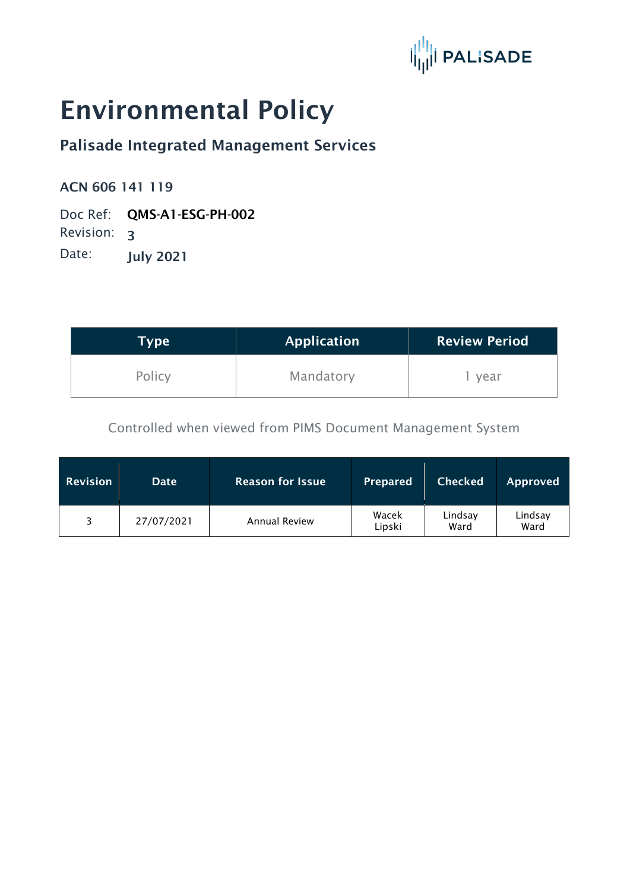PALISADE

# Environmental Policy

## Palisade Integrated Management Services

**ACN 606 141 119**

Doc Ref: **QMS-A1-ESG-PH-002**
Revision: **3**
Date: **July 2021**

| Type | Application | Review Period |
|---|---|---|
| Policy | Mandatory | 1 year |

Controlled when viewed from PIMS Document Management System

| Revision | Date | Reason for Issue | Prepared | Checked | Approved |
|---|---|---|---|---|---|
| 3 | 27/07/2021 | Annual Review | Wacek Lipski | Lindsay Ward | Lindsay Ward |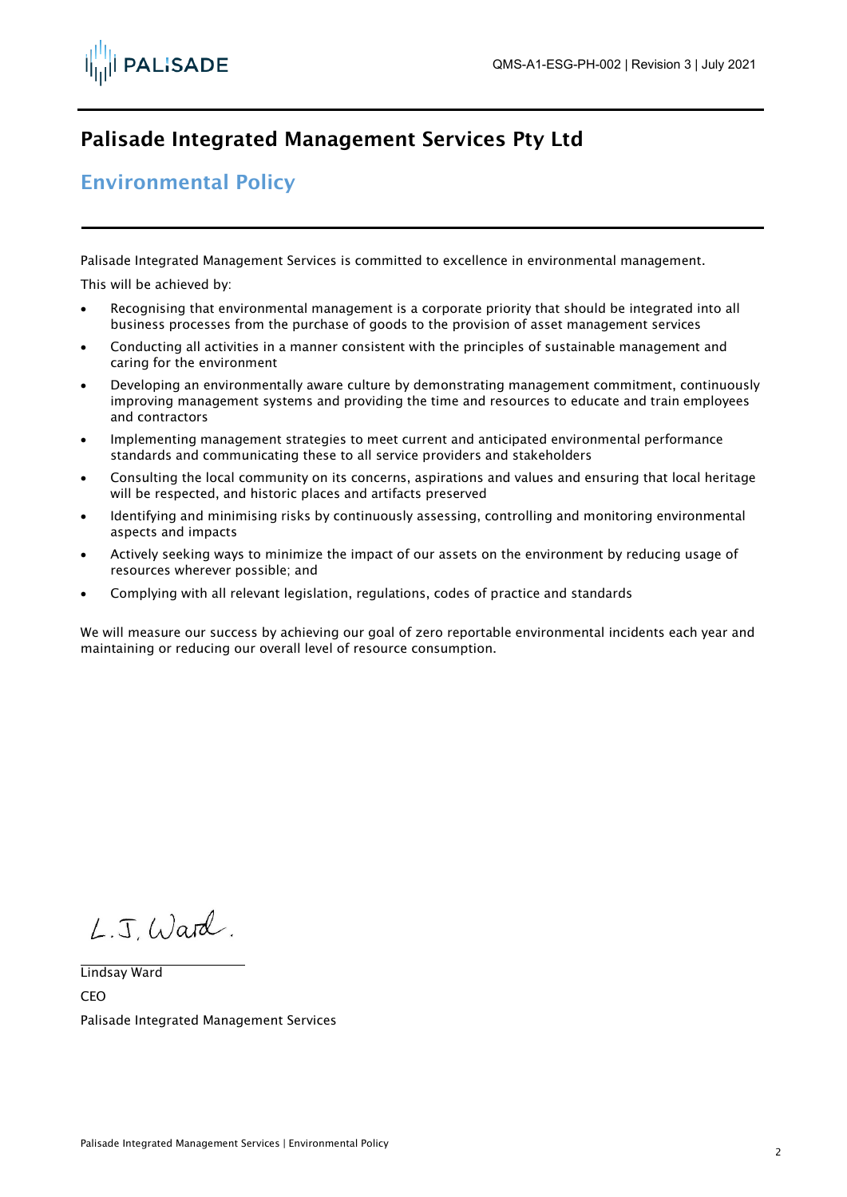# Palisade Integrated Management Services Pty Ltd

## Environmental Policy

Palisade Integrated Management Services is committed to excellence in environmental management.

This will be achieved by:

- Recognising that environmental management is a corporate priority that should be integrated into all business processes from the purchase of goods to the provision of asset management services
- Conducting all activities in a manner consistent with the principles of sustainable management and caring for the environment
- Developing an environmentally aware culture by demonstrating management commitment, continuously improving management systems and providing the time and resources to educate and train employees and contractors
- Implementing management strategies to meet current and anticipated environmental performance standards and communicating these to all service providers and stakeholders
- Consulting the local community on its concerns, aspirations and values and ensuring that local heritage will be respected, and historic places and artifacts preserved
- Identifying and minimising risks by continuously assessing, controlling and monitoring environmental aspects and impacts
- Actively seeking ways to minimize the impact of our assets on the environment by reducing usage of resources wherever possible; and
- Complying with all relevant legislation, regulations, codes of practice and standards

We will measure our success by achieving our goal of zero reportable environmental incidents each year and maintaining or reducing our overall level of resource consumption.

L.J. Ward.

Lindsay Ward

CEO

Palisade Integrated Management Services